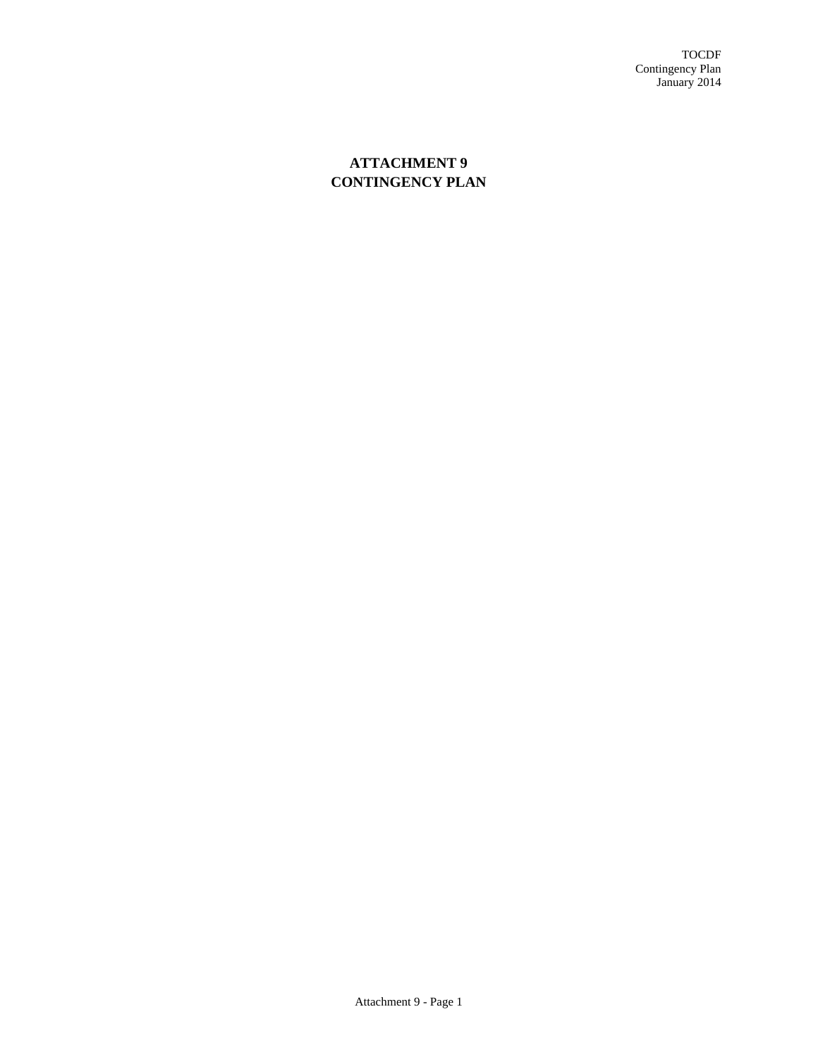# ATTACHMENT 9
# CONTINGENCY PLAN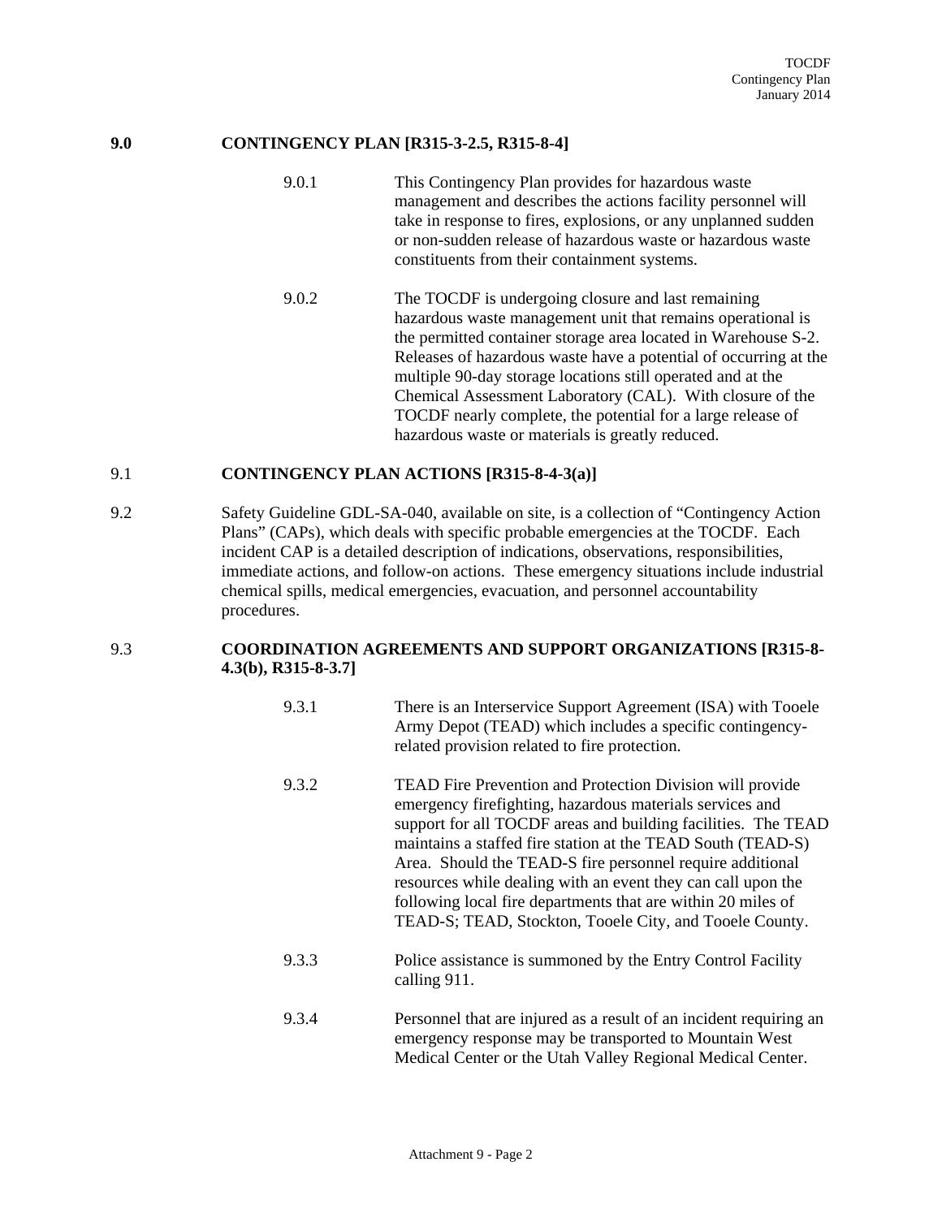## 9.0 CONTINGENCY PLAN [R315-3-2.5, R315-8-4]

9.0.1 This Contingency Plan provides for hazardous waste management and describes the actions facility personnel will take in response to fires, explosions, or any unplanned sudden or non-sudden release of hazardous waste or hazardous waste constituents from their containment systems.

9.0.2 The TOCDF is undergoing closure and last remaining hazardous waste management unit that remains operational is the permitted container storage area located in Warehouse S-2. Releases of hazardous waste have a potential of occurring at the multiple 90-day storage locations still operated and at the Chemical Assessment Laboratory (CAL). With closure of the TOCDF nearly complete, the potential for a large release of hazardous waste or materials is greatly reduced.

## 9.1 CONTINGENCY PLAN ACTIONS [R315-8-4-3(a)]

9.2 Safety Guideline GDL-SA-040, available on site, is a collection of "Contingency Action Plans" (CAPs), which deals with specific probable emergencies at the TOCDF. Each incident CAP is a detailed description of indications, observations, responsibilities, immediate actions, and follow-on actions. These emergency situations include industrial chemical spills, medical emergencies, evacuation, and personnel accountability procedures.

## 9.3 COORDINATION AGREEMENTS AND SUPPORT ORGANIZATIONS [R315-8-4.3(b), R315-8-3.7]

9.3.1 There is an Interservice Support Agreement (ISA) with Tooele Army Depot (TEAD) which includes a specific contingency-related provision related to fire protection.

9.3.2 TEAD Fire Prevention and Protection Division will provide emergency firefighting, hazardous materials services and support for all TOCDF areas and building facilities. The TEAD maintains a staffed fire station at the TEAD South (TEAD-S) Area. Should the TEAD-S fire personnel require additional resources while dealing with an event they can call upon the following local fire departments that are within 20 miles of TEAD-S; TEAD, Stockton, Tooele City, and Tooele County.

9.3.3 Police assistance is summoned by the Entry Control Facility calling 911.

9.3.4 Personnel that are injured as a result of an incident requiring an emergency response may be transported to Mountain West Medical Center or the Utah Valley Regional Medical Center.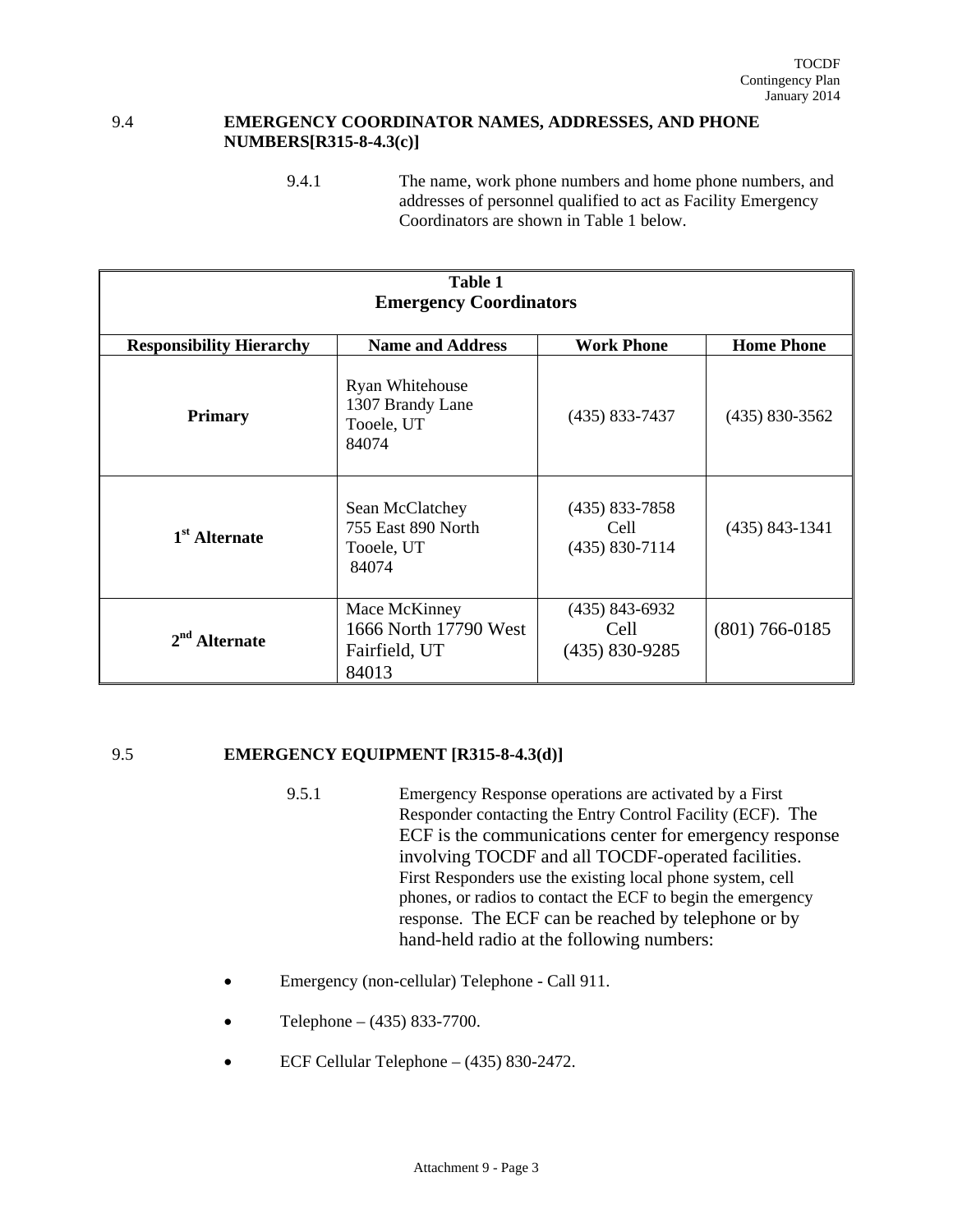## 9.4 EMERGENCY COORDINATOR NAMES, ADDRESSES, AND PHONE NUMBERS[R315-8-4.3(c)]

9.4.1 The name, work phone numbers and home phone numbers, and addresses of personnel qualified to act as Facility Emergency Coordinators are shown in Table 1 below.

**Table 1**
**Emergency Coordinators**

| Responsibility Hierarchy | Name and Address | Work Phone | Home Phone |
|---|---|---|---|
| **Primary** | Ryan Whitehouse<br>1307 Brandy Lane<br>Tooele, UT<br>84074 | (435) 833-7437 | (435) 830-3562 |
| **1st Alternate** | Sean McClatchey<br>755 East 890 North<br>Tooele, UT<br>84074 | (435) 833-7858<br>Cell<br>(435) 830-7114 | (435) 843-1341 |
| **2nd Alternate** | Mace McKinney<br>1666 North 17790 West<br>Fairfield, UT<br>84013 | (435) 843-6932<br>Cell<br>(435) 830-9285 | (801) 766-0185 |

## 9.5 EMERGENCY EQUIPMENT [R315-8-4.3(d)]

9.5.1 Emergency Response operations are activated by a First Responder contacting the Entry Control Facility (ECF). The ECF is the communications center for emergency response involving TOCDF and all TOCDF-operated facilities. First Responders use the existing local phone system, cell phones, or radios to contact the ECF to begin the emergency response. The ECF can be reached by telephone or by hand-held radio at the following numbers:

- Emergency (non-cellular) Telephone - Call 911.
- Telephone – (435) 833-7700.
- ECF Cellular Telephone – (435) 830-2472.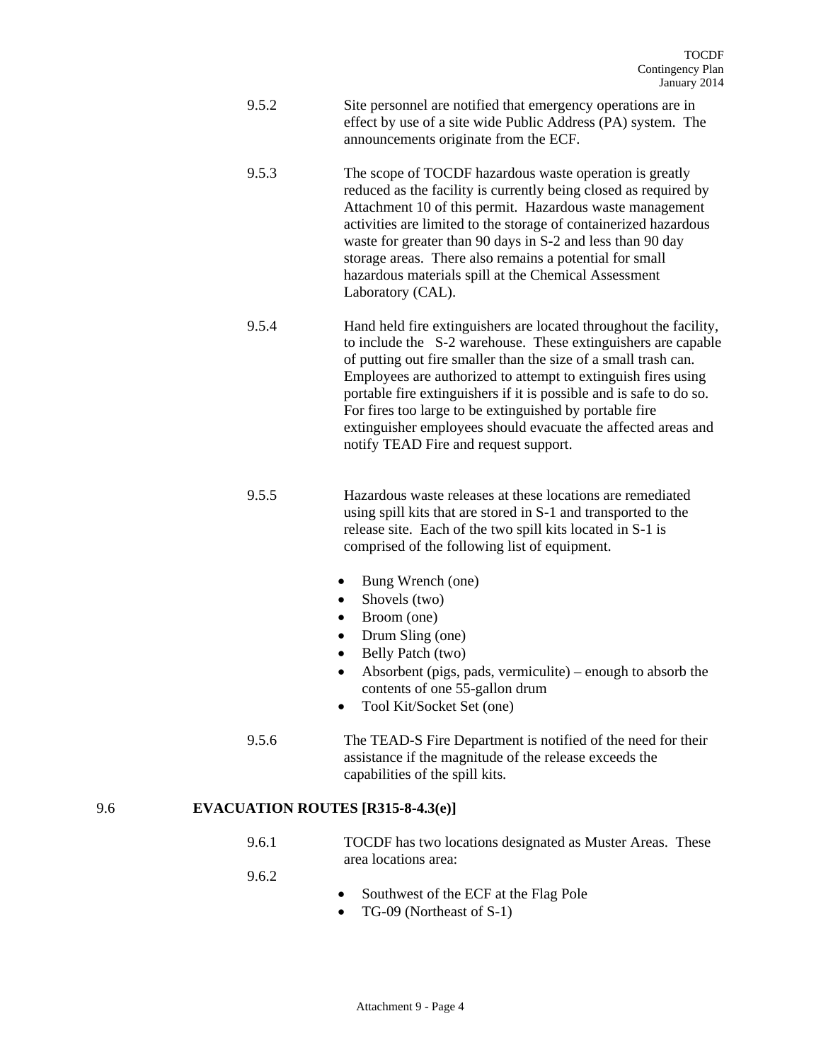9.5.2 Site personnel are notified that emergency operations are in effect by use of a site wide Public Address (PA) system. The announcements originate from the ECF.

9.5.3 The scope of TOCDF hazardous waste operation is greatly reduced as the facility is currently being closed as required by Attachment 10 of this permit. Hazardous waste management activities are limited to the storage of containerized hazardous waste for greater than 90 days in S-2 and less than 90 day storage areas. There also remains a potential for small hazardous materials spill at the Chemical Assessment Laboratory (CAL).

9.5.4 Hand held fire extinguishers are located throughout the facility, to include the S-2 warehouse. These extinguishers are capable of putting out fire smaller than the size of a small trash can. Employees are authorized to attempt to extinguish fires using portable fire extinguishers if it is possible and is safe to do so. For fires too large to be extinguished by portable fire extinguisher employees should evacuate the affected areas and notify TEAD Fire and request support.

9.5.5 Hazardous waste releases at these locations are remediated using spill kits that are stored in S-1 and transported to the release site. Each of the two spill kits located in S-1 is comprised of the following list of equipment.

- Bung Wrench (one)
- Shovels (two)
- Broom (one)
- Drum Sling (one)
- Belly Patch (two)
- Absorbent (pigs, pads, vermiculite) – enough to absorb the contents of one 55-gallon drum
- Tool Kit/Socket Set (one)

9.5.6 The TEAD-S Fire Department is notified of the need for their assistance if the magnitude of the release exceeds the capabilities of the spill kits.

## 9.6 EVACUATION ROUTES [R315-8-4.3(e)]

9.6.1 TOCDF has two locations designated as Muster Areas. These area locations area:

9.6.2

- Southwest of the ECF at the Flag Pole
- TG-09 (Northeast of S-1)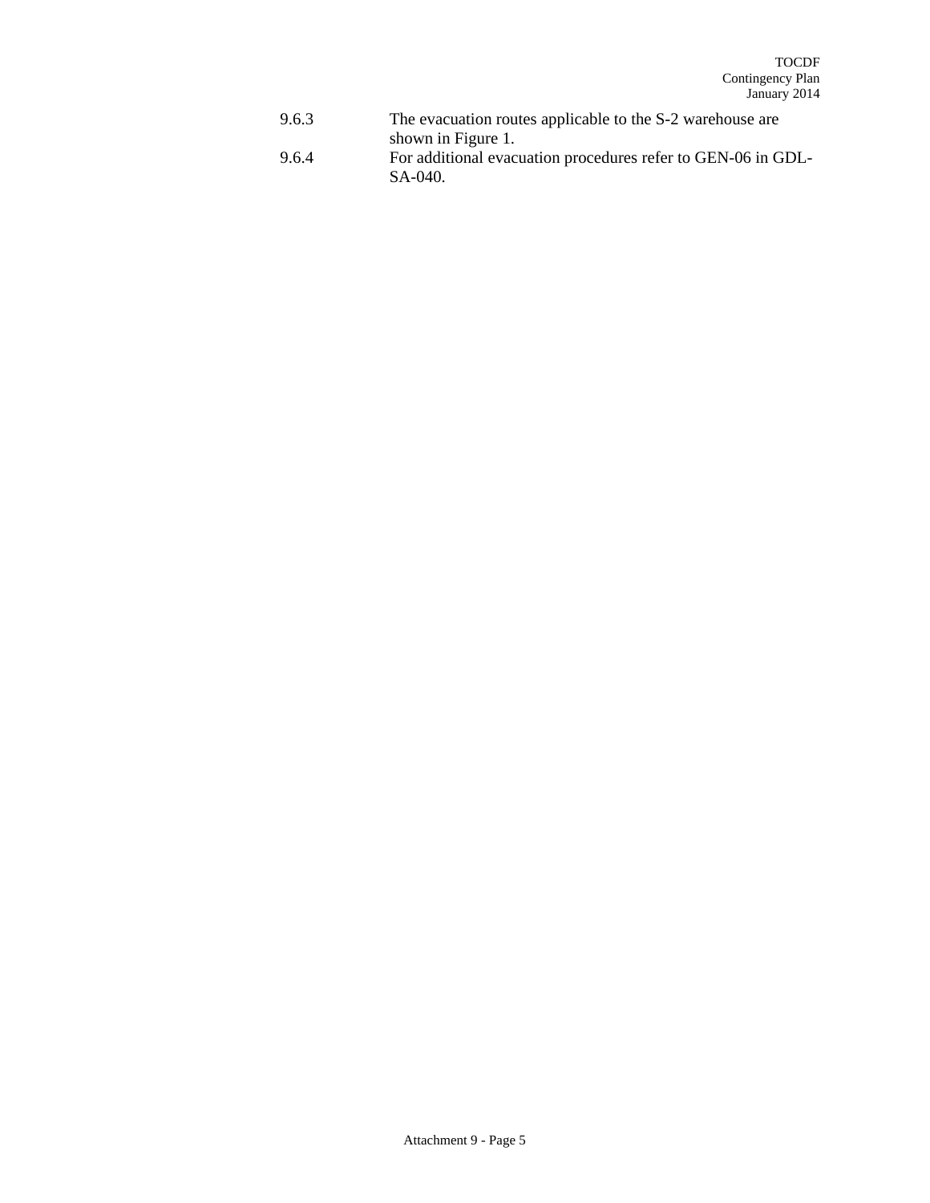9.6.3 The evacuation routes applicable to the S-2 warehouse are shown in Figure 1.

9.6.4 For additional evacuation procedures refer to GEN-06 in GDL-SA-040.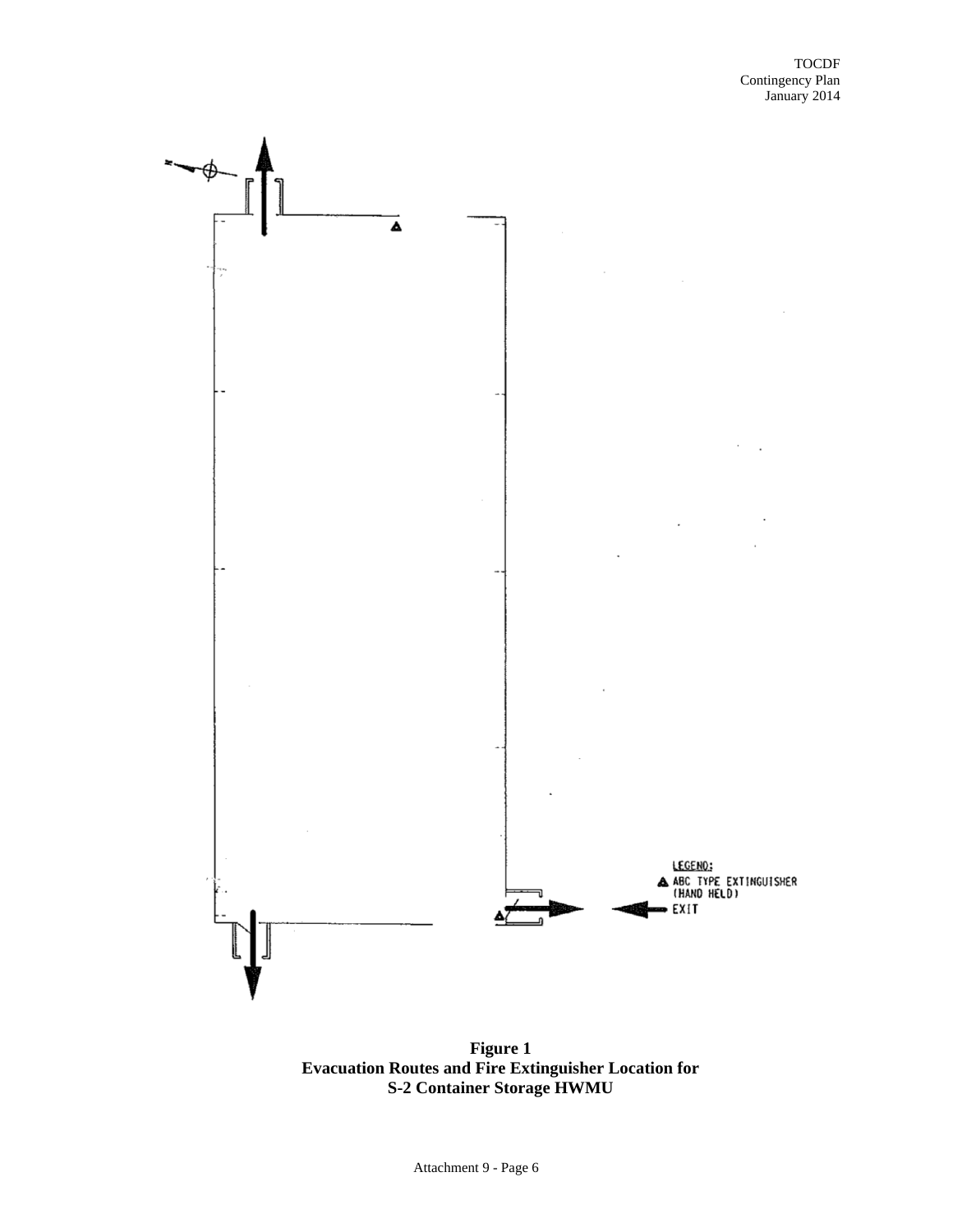LEGEND:
ABC TYPE EXTINGUISHER (HAND HELD)
EXIT

**Figure 1**
**Evacuation Routes and Fire Extinguisher Location for S-2 Container Storage HWMU**